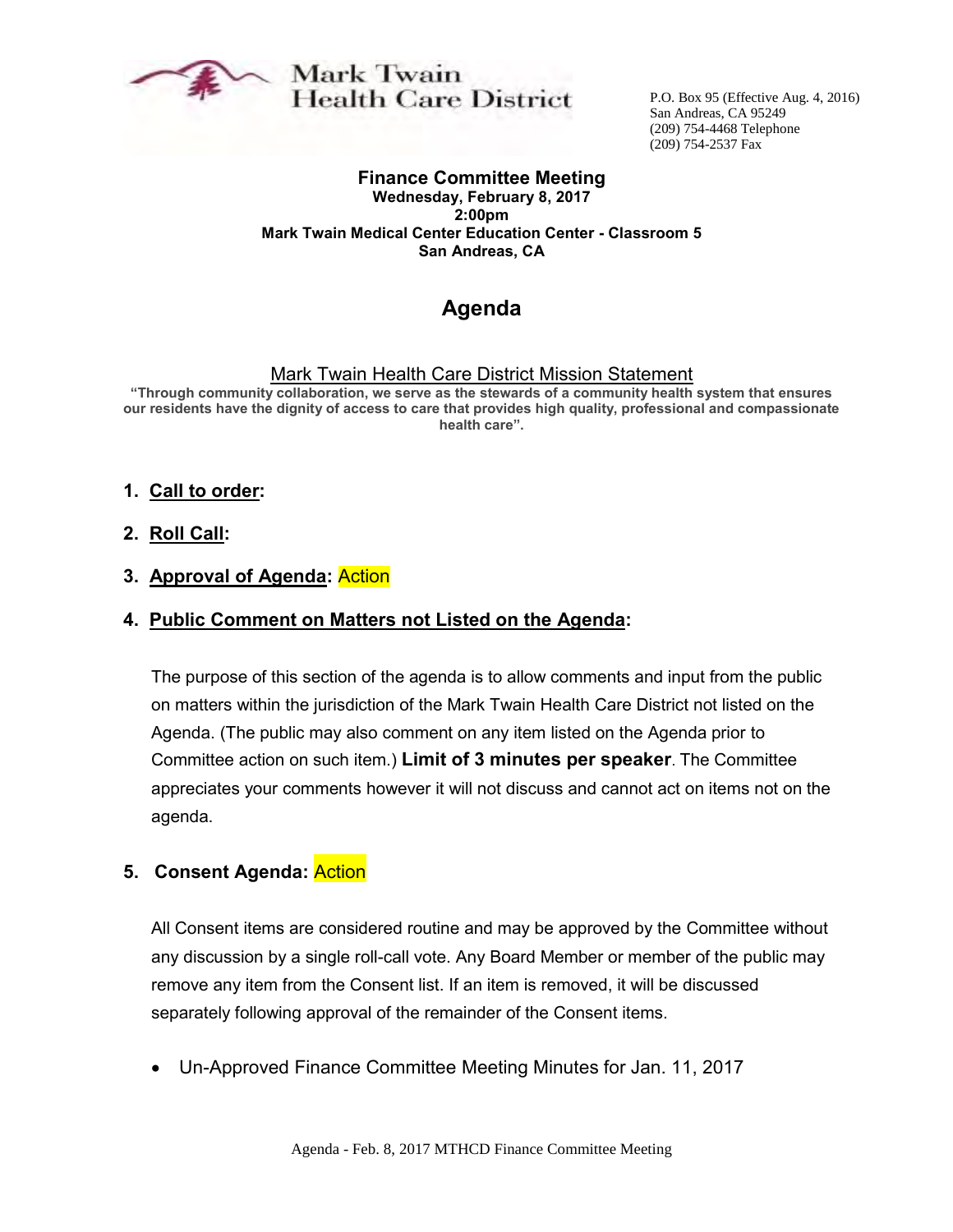Mark Twain Health Care District

P.O. Box 95 (Effective Aug. 4, 2016)
San Andreas, CA 95249
(209) 754-4468 Telephone
(209) 754-2537 Fax

**Finance Committee Meeting**
**Wednesday, February 8, 2017**
**2:00pm**
**Mark Twain Medical Center Education Center - Classroom 5**
**San Andreas, CA**

# Agenda

Mark Twain Health Care District Mission Statement

**"Through community collaboration, we serve as the stewards of a community health system that ensures our residents have the dignity of access to care that provides high quality, professional and compassionate health care".**

1. **Call to order:**
2. **Roll Call:**
3. **Approval of Agenda:** Action
4. **Public Comment on Matters not Listed on the Agenda:**

   The purpose of this section of the agenda is to allow comments and input from the public on matters within the jurisdiction of the Mark Twain Health Care District not listed on the Agenda. (The public may also comment on any item listed on the Agenda prior to Committee action on such item.) **Limit of 3 minutes per speaker**. The Committee appreciates your comments however it will not discuss and cannot act on items not on the agenda.

5. **Consent Agenda:** Action

   All Consent items are considered routine and may be approved by the Committee without any discussion by a single roll-call vote. Any Board Member or member of the public may remove any item from the Consent list. If an item is removed, it will be discussed separately following approval of the remainder of the Consent items.

   - Un-Approved Finance Committee Meeting Minutes for Jan. 11, 2017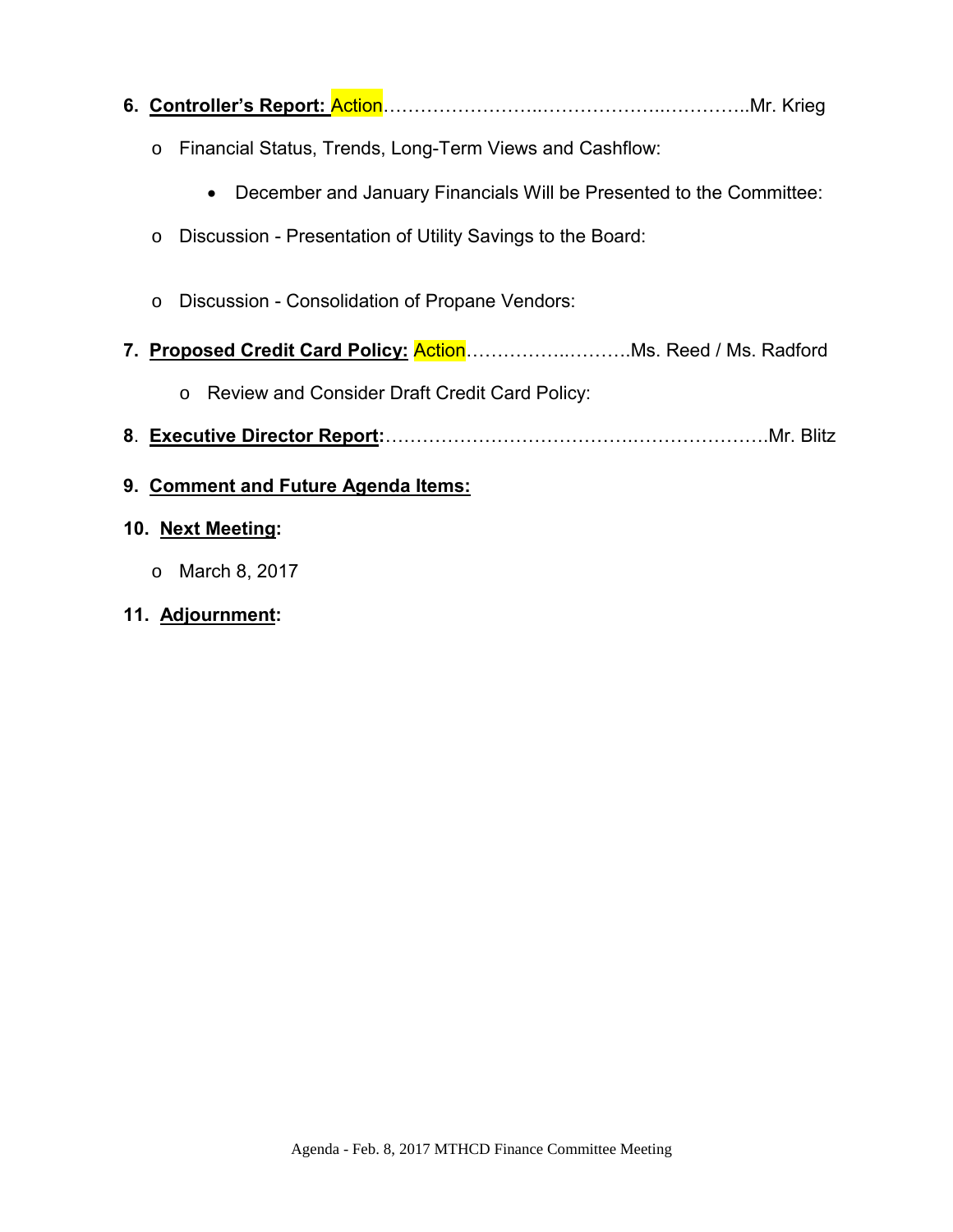6. **Controller's Report:** Action……………………..………………..…………..Mr. Krieg

   - Financial Status, Trends, Long-Term Views and Cashflow:

     - December and January Financials Will be Presented to the Committee:

   - Discussion - Presentation of Utility Savings to the Board:

   - Discussion - Consolidation of Propane Vendors:

7. **Proposed Credit Card Policy:** Action…………….……….Ms. Reed / Ms. Radford

   - Review and Consider Draft Credit Card Policy:

8. **Executive Director Report:**……………………………………….………………….Mr. Blitz

9. **Comment and Future Agenda Items:**

10. **Next Meeting:**

    - March 8, 2017

11. **Adjournment:**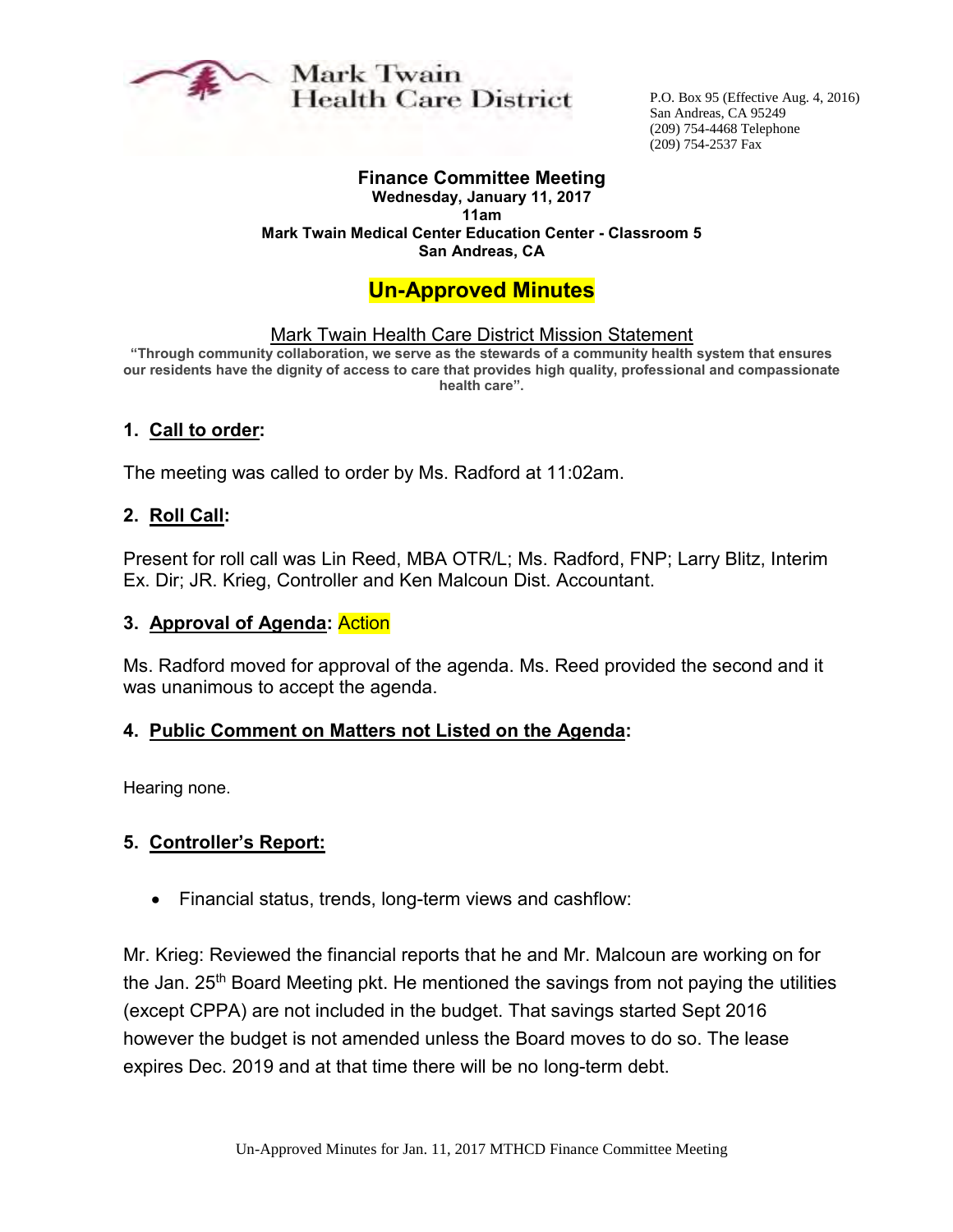Mark Twain Health Care District

P.O. Box 95 (Effective Aug. 4, 2016)
San Andreas, CA 95249
(209) 754-4468 Telephone
(209) 754-2537 Fax

**Finance Committee Meeting**
**Wednesday, January 11, 2017**
**11am**
**Mark Twain Medical Center Education Center - Classroom 5**
**San Andreas, CA**

# Un-Approved Minutes

Mark Twain Health Care District Mission Statement

**"Through community collaboration, we serve as the stewards of a community health system that ensures our residents have the dignity of access to care that provides high quality, professional and compassionate health care".**

## 1. Call to order:

The meeting was called to order by Ms. Radford at 11:02am.

## 2. Roll Call:

Present for roll call was Lin Reed, MBA OTR/L; Ms. Radford, FNP; Larry Blitz, Interim Ex. Dir; JR. Krieg, Controller and Ken Malcoun Dist. Accountant.

## 3. Approval of Agenda: Action

Ms. Radford moved for approval of the agenda. Ms. Reed provided the second and it was unanimous to accept the agenda.

## 4. Public Comment on Matters not Listed on the Agenda:

Hearing none.

## 5. Controller's Report:

- Financial status, trends, long-term views and cashflow:

Mr. Krieg: Reviewed the financial reports that he and Mr. Malcoun are working on for the Jan. 25th Board Meeting pkt. He mentioned the savings from not paying the utilities (except CPPA) are not included in the budget. That savings started Sept 2016 however the budget is not amended unless the Board moves to do so. The lease expires Dec. 2019 and at that time there will be no long-term debt.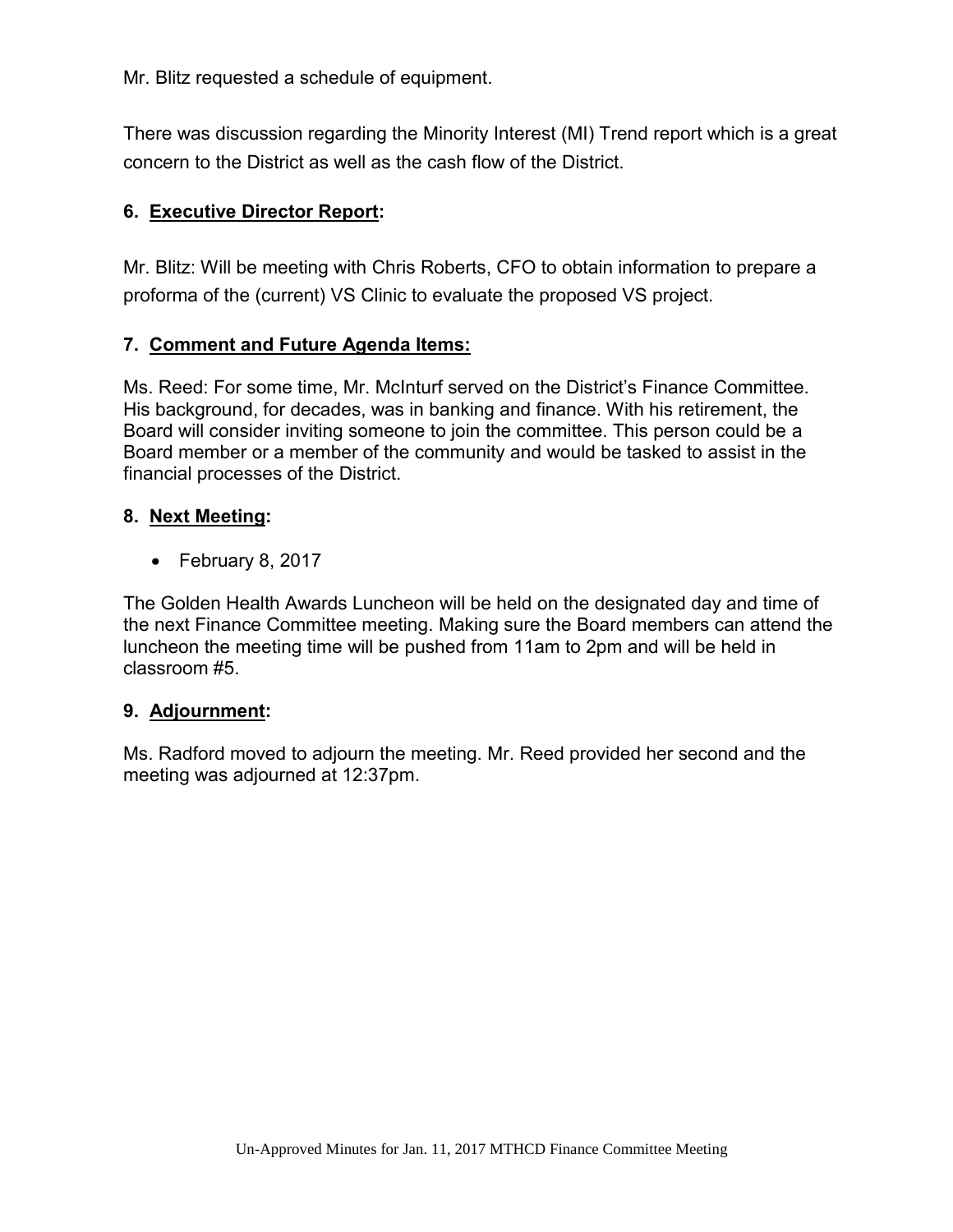Mr. Blitz requested a schedule of equipment.

There was discussion regarding the Minority Interest (MI) Trend report which is a great concern to the District as well as the cash flow of the District.

## 6. Executive Director Report:

Mr. Blitz: Will be meeting with Chris Roberts, CFO to obtain information to prepare a proforma of the (current) VS Clinic to evaluate the proposed VS project.

## 7. Comment and Future Agenda Items:

Ms. Reed: For some time, Mr. McInturf served on the District's Finance Committee. His background, for decades, was in banking and finance. With his retirement, the Board will consider inviting someone to join the committee. This person could be a Board member or a member of the community and would be tasked to assist in the financial processes of the District.

## 8. Next Meeting:

- February 8, 2017

The Golden Health Awards Luncheon will be held on the designated day and time of the next Finance Committee meeting. Making sure the Board members can attend the luncheon the meeting time will be pushed from 11am to 2pm and will be held in classroom #5.

## 9. Adjournment:

Ms. Radford moved to adjourn the meeting. Mr. Reed provided her second and the meeting was adjourned at 12:37pm.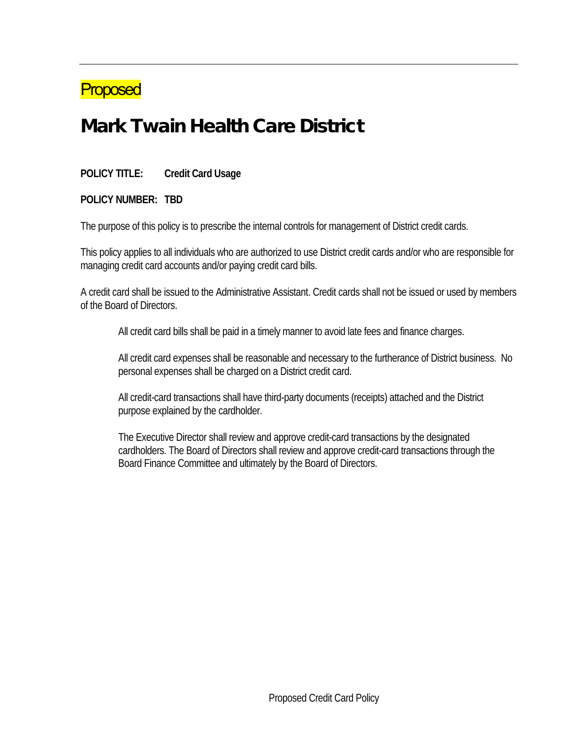Proposed

# Mark Twain Health Care District

**POLICY TITLE: Credit Card Usage**

**POLICY NUMBER: TBD**

The purpose of this policy is to prescribe the internal controls for management of District credit cards.

This policy applies to all individuals who are authorized to use District credit cards and/or who are responsible for managing credit card accounts and/or paying credit card bills.

A credit card shall be issued to the Administrative Assistant. Credit cards shall not be issued or used by members of the Board of Directors.

All credit card bills shall be paid in a timely manner to avoid late fees and finance charges.

All credit card expenses shall be reasonable and necessary to the furtherance of District business. No personal expenses shall be charged on a District credit card.

All credit-card transactions shall have third-party documents (receipts) attached and the District purpose explained by the cardholder.

The Executive Director shall review and approve credit-card transactions by the designated cardholders. The Board of Directors shall review and approve credit-card transactions through the Board Finance Committee and ultimately by the Board of Directors.